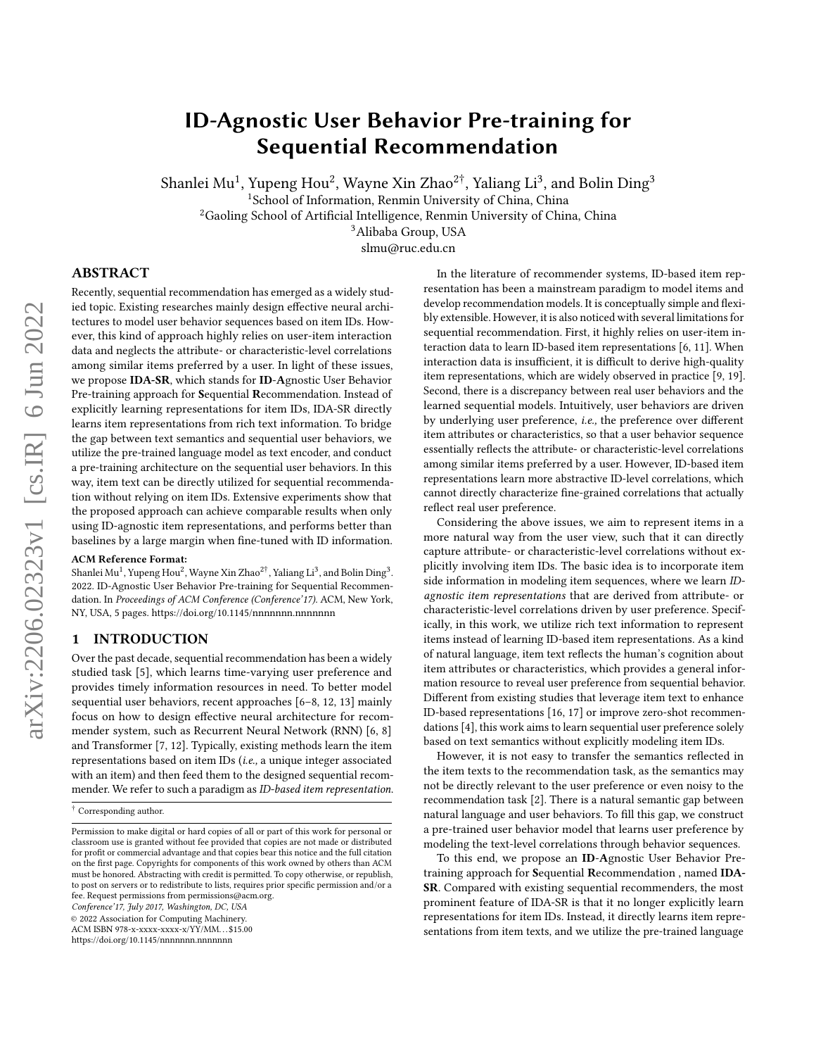# ID-Agnostic User Behavior Pre-training for Sequential Recommendation

Shanlei Mu[1], Yupeng Hou[2], Wayne Xin Zhao[2†], Yaliang Li[3], and Bolin Ding[3]

[1]School of Information, Renmin University of China, China

[2]Gaoling School of Artificial Intelligence, Renmin University of China, China

[3]Alibaba Group, USA

slmu@ruc.edu.cn

## ABSTRACT

Recently, sequential recommendation has emerged as a widely studied topic. Existing researches mainly design effective neural architectures to model user behavior sequences based on item IDs. However, this kind of approach highly relies on user-item interaction data and neglects the attribute- or characteristic-level correlations among similar items preferred by a user. In light of these issues, we propose **IDA-SR**, which stands for **ID**-**A**gnostic User Behavior Pre-training approach for **S**equential **R**ecommendation. Instead of explicitly learning representations for item IDs, IDA-SR directly learns item representations from rich text information. To bridge the gap between text semantics and sequential user behaviors, we utilize the pre-trained language model as text encoder, and conduct a pre-training architecture on the sequential user behaviors. In this way, item text can be directly utilized for sequential recommendation without relying on item IDs. Extensive experiments show that the proposed approach can achieve comparable results when only using ID-agnostic item representations, and performs better than baselines by a large margin when fine-tuned with ID information.

**ACM Reference Format:**

Shanlei Mu[1], Yupeng Hou[2], Wayne Xin Zhao[2†], Yaliang Li[3], and Bolin Ding[3]. 2022. ID-Agnostic User Behavior Pre-training for Sequential Recommendation. In *Proceedings of ACM Conference (Conference'17).* ACM, New York, NY, USA, 5 pages. https://doi.org/10.1145/nnnnnnn.nnnnnnn

## 1 INTRODUCTION

Over the past decade, sequential recommendation has been a widely studied task [5], which learns time-varying user preference and provides timely information resources in need. To better model sequential user behaviors, recent approaches [6–8, 12, 13] mainly focus on how to design effective neural architecture for recommender system, such as Recurrent Neural Network (RNN) [6, 8] and Transformer [7, 12]. Typically, existing methods learn the item representations based on item IDs (*i.e.,* a unique integer associated with an item) and then feed them to the designed sequential recommender. We refer to such a paradigm as *ID-based item representation.*

† Corresponding author.

Permission to make digital or hard copies of all or part of this work for personal or classroom use is granted without fee provided that copies are not made or distributed for profit or commercial advantage and that copies bear this notice and the full citation on the first page. Copyrights for components of this work owned by others than ACM must be honored. Abstracting with credit is permitted. To copy otherwise, or republish, to post on servers or to redistribute to lists, requires prior specific permission and/or a fee. Request permissions from permissions@acm.org.

*Conference'17, July 2017, Washington, DC, USA*

© 2022 Association for Computing Machinery.

ACM ISBN 978-x-xxxx-xxxx-x/YY/MM...$15.00

https://doi.org/10.1145/nnnnnnn.nnnnnnn

In the literature of recommender systems, ID-based item representation has been a mainstream paradigm to model items and develop recommendation models. It is conceptually simple and flexibly extensible. However, it is also noticed with several limitations for sequential recommendation. First, it highly relies on user-item interaction data to learn ID-based item representations [6, 11]. When interaction data is insufficient, it is difficult to derive high-quality item representations, which are widely observed in practice [9, 19]. Second, there is a discrepancy between real user behaviors and the learned sequential models. Intuitively, user behaviors are driven by underlying user preference, *i.e.,* the preference over different item attributes or characteristics, so that a user behavior sequence essentially reflects the attribute- or characteristic-level correlations among similar items preferred by a user. However, ID-based item representations learn more abstractive ID-level correlations, which cannot directly characterize fine-grained correlations that actually reflect real user preference.

Considering the above issues, we aim to represent items in a more natural way from the user view, such that it can directly capture attribute- or characteristic-level correlations without explicitly involving item IDs. The basic idea is to incorporate item side information in modeling item sequences, where we learn *ID-agnostic item representations* that are derived from attribute- or characteristic-level correlations driven by user preference. Specifically, in this work, we utilize rich text information to represent items instead of learning ID-based item representations. As a kind of natural language, item text reflects the human's cognition about item attributes or characteristics, which provides a general information resource to reveal user preference from sequential behavior. Different from existing studies that leverage item text to enhance ID-based representations [16, 17] or improve zero-shot recommendations [4], this work aims to learn sequential user preference solely based on text semantics without explicitly modeling item IDs.

However, it is not easy to transfer the semantics reflected in the item texts to the recommendation task, as the semantics may not be directly relevant to the user preference or even noisy to the recommendation task [2]. There is a natural semantic gap between natural language and user behaviors. To fill this gap, we construct a pre-trained user behavior model that learns user preference by modeling the text-level correlations through behavior sequences.

To this end, we propose an **ID**-**A**gnostic User Behavior Pre-training approach for **S**equential **R**ecommendation , named **IDA-SR**. Compared with existing sequential recommenders, the most prominent feature of IDA-SR is that it no longer explicitly learn representations for item IDs. Instead, it directly learns item representations from item texts, and we utilize the pre-trained language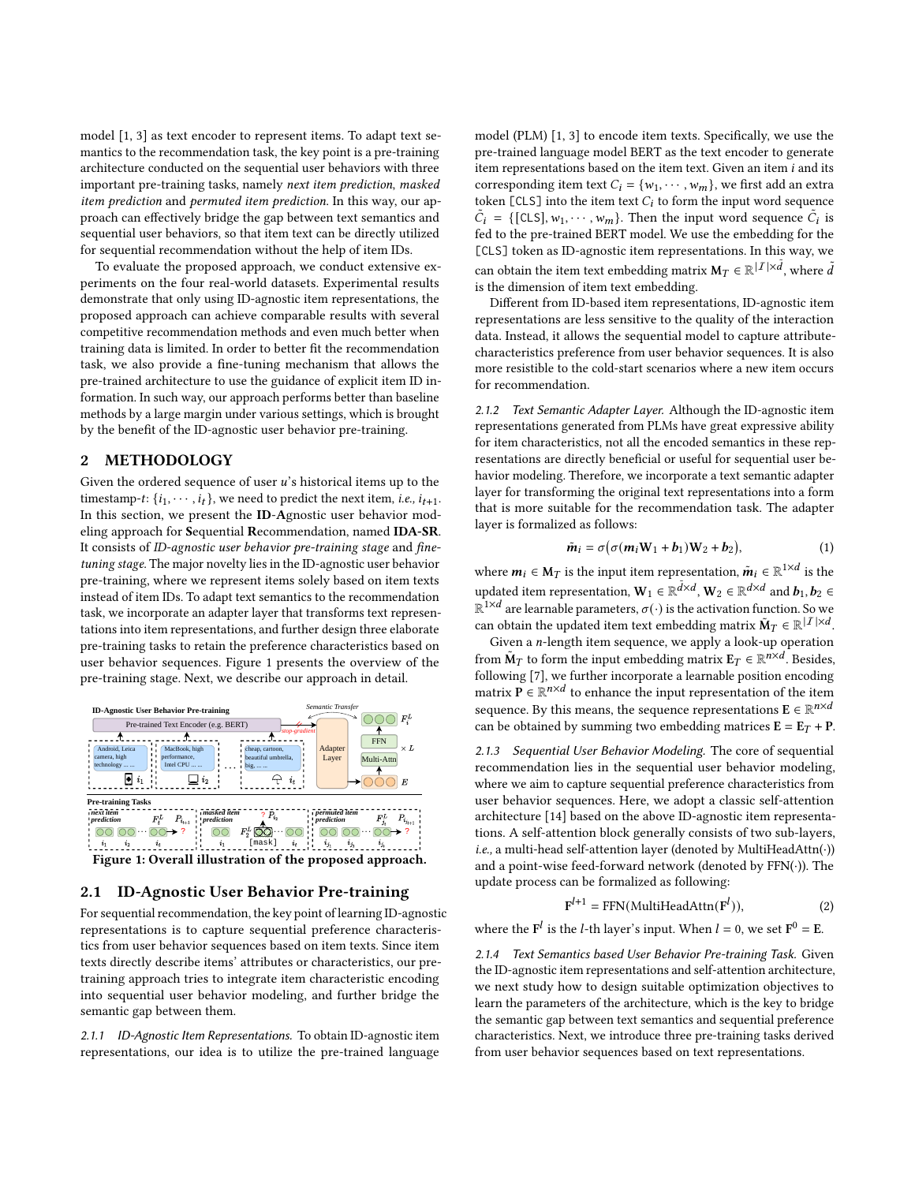model [1, 3] as text encoder to represent items. To adapt text semantics to the recommendation task, the key point is a pre-training architecture conducted on the sequential user behaviors with three important pre-training tasks, namely *next item prediction*, *masked item prediction* and *permuted item prediction*. In this way, our approach can effectively bridge the gap between text semantics and sequential user behaviors, so that item text can be directly utilized for sequential recommendation without the help of item IDs.

To evaluate the proposed approach, we conduct extensive experiments on the four real-world datasets. Experimental results demonstrate that only using ID-agnostic item representations, the proposed approach can achieve comparable results with several competitive recommendation methods and even much better when training data is limited. In order to better fit the recommendation task, we also provide a fine-tuning mechanism that allows the pre-trained architecture to use the guidance of explicit item ID information. In such way, our approach performs better than baseline methods by a large margin under various settings, which is brought by the benefit of the ID-agnostic user behavior pre-training.

## 2 METHODOLOGY

Given the ordered sequence of user $u$'s historical items up to the timestamp-$t$: $\{i_1, \cdots, i_t\}$, we need to predict the next item, *i.e.,* $i_{t+1}$. In this section, we present the **ID-A**gnostic user behavior modeling approach for **S**equential **R**ecommendation, named **IDA-SR**. It consists of *ID-agnostic user behavior pre-training stage* and *fine-tuning stage*. The major novelty lies in the ID-agnostic user behavior pre-training, where we represent items solely based on item texts instead of item IDs. To adapt text semantics to the recommendation task, we incorporate an adapter layer that transforms text representations into item representations, and further design three elaborate pre-training tasks to retain the preference characteristics based on user behavior sequences. Figure 1 presents the overview of the pre-training stage. Next, we describe our approach in detail.

Figure 1: Overall illustration of the proposed approach.

### 2.1 ID-Agnostic User Behavior Pre-training

For sequential recommendation, the key point of learning ID-agnostic representations is to capture sequential preference characteristics from user behavior sequences based on item texts. Since item texts directly describe items' attributes or characteristics, our pre-training approach tries to integrate item characteristic encoding into sequential user behavior modeling, and further bridge the semantic gap between them.

*2.1.1 ID-Agnostic Item Representations.* To obtain ID-agnostic item representations, our idea is to utilize the pre-trained language model (PLM) [1, 3] to encode item texts. Specifically, we use the pre-trained language model BERT as the text encoder to generate item representations based on the item text. Given an item $i$ and its corresponding item text $C_i = \{w_1, \cdots, w_m\}$, we first add an extra token `[CLS]` into the item text $C_i$ to form the input word sequence $\tilde{C}_i = \{[\texttt{CLS}], w_1, \cdots, w_m\}$. Then the input word sequence $\tilde{C}_i$ is fed to the pre-trained BERT model. We use the embedding for the `[CLS]` token as ID-agnostic item representations. In this way, we can obtain the item text embedding matrix $\mathbf{M}_T \in \mathbb{R}^{|\mathcal{I}| \times \tilde{d}}$, where $\tilde{d}$ is the dimension of item text embedding.

Different from ID-based item representations, ID-agnostic item representations are less sensitive to the quality of the interaction data. Instead, it allows the sequential model to capture attribute-characteristics preference from user behavior sequences. It is also more resistible to the cold-start scenarios where a new item occurs for recommendation.

*2.1.2 Text Semantic Adapter Layer.* Although the ID-agnostic item representations generated from PLMs have great expressive ability for item characteristics, not all the encoded semantics in these representations are directly beneficial or useful for sequential user behavior modeling. Therefore, we incorporate a text semantic adapter layer for transforming the original text representations into a form that is more suitable for the recommendation task. The adapter layer is formalized as follows:

$$\tilde{\boldsymbol{m}}_i = \sigma(\sigma(\boldsymbol{m}_i \mathbf{W}_1 + \boldsymbol{b}_1)\mathbf{W}_2 + \boldsymbol{b}_2), \tag{1}$$

where $\boldsymbol{m}_i \in \mathbf{M}_T$ is the input item representation, $\tilde{\boldsymbol{m}}_i \in \mathbb{R}^{1 \times d}$ is the updated item representation, $\mathbf{W}_1 \in \mathbb{R}^{\tilde{d} \times d}$, $\mathbf{W}_2 \in \mathbb{R}^{d \times d}$ and $\boldsymbol{b}_1, \boldsymbol{b}_2 \in \mathbb{R}^{1 \times d}$ are learnable parameters, $\sigma(\cdot)$ is the activation function. So we can obtain the updated item text embedding matrix $\tilde{\mathbf{M}}_T \in \mathbb{R}^{|\mathcal{I}| \times d}$.

Given a $n$-length item sequence, we apply a look-up operation from $\tilde{\mathbf{M}}_T$ to form the input embedding matrix $\mathbf{E}_T \in \mathbb{R}^{n \times d}$. Besides, following [7], we further incorporate a learnable position encoding matrix $\mathbf{P} \in \mathbb{R}^{n \times d}$ to enhance the input representation of the item sequence. By this means, the sequence representations $\mathbf{E} \in \mathbb{R}^{n \times d}$ can be obtained by summing two embedding matrices $\mathbf{E} = \mathbf{E}_T + \mathbf{P}$.

*2.1.3 Sequential User Behavior Modeling.* The core of sequential recommendation lies in the sequential user behavior modeling, where we aim to capture sequential preference characteristics from user behavior sequences. Here, we adopt a classic self-attention architecture [14] based on the above ID-agnostic item representations. A self-attention block generally consists of two sub-layers, *i.e.,* a multi-head self-attention layer (denoted by MultiHeadAttn($\cdot$)) and a point-wise feed-forward network (denoted by FFN($\cdot$)). The update process can be formalized as following:

$$\mathbf{F}^{l+1} = \text{FFN}(\text{MultiHeadAttn}(\mathbf{F}^l)), \tag{2}$$

where the $\mathbf{F}^l$ is the $l$-th layer's input. When $l = 0$, we set $\mathbf{F}^0 = \mathbf{E}$.

*2.1.4 Text Semantics based User Behavior Pre-training Task.* Given the ID-agnostic item representations and self-attention architecture, we next study how to design suitable optimization objectives to learn the parameters of the architecture, which is the key to bridge the semantic gap between text semantics and sequential preference characteristics. Next, we introduce three pre-training tasks derived from user behavior sequences based on text representations.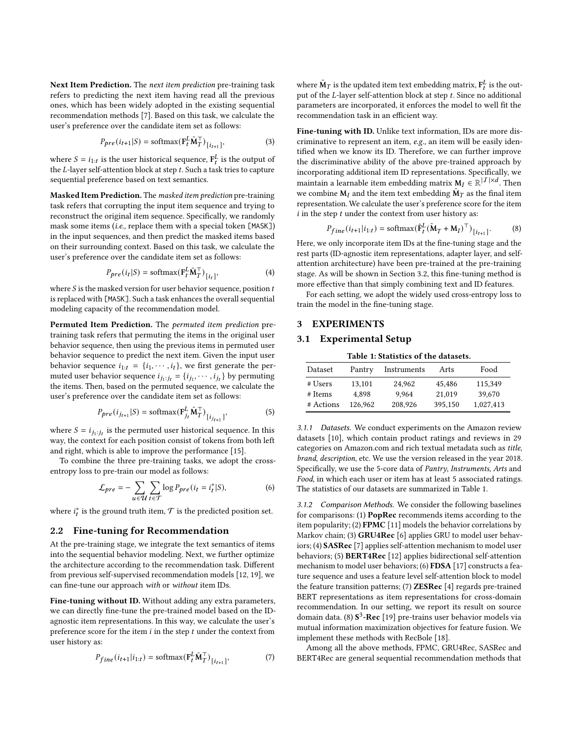**Next Item Prediction.** The *next item prediction* pre-training task refers to predicting the next item having read all the previous ones, which has been widely adopted in the existing sequential recommendation methods [7]. Based on this task, we calculate the user's preference over the candidate item set as follows:

$$P_{pre}(i_{t+1}|S) = \text{softmax}(\mathbf{F}_t^L \tilde{\mathbf{M}}_T^\top)_{[i_{t+1}]}, \tag{3}$$

where $S = i_{1:t}$ is the user historical sequence, $\mathbf{F}_t^L$ is the output of the $L$-layer self-attention block at step $t$. Such a task tries to capture sequential preference based on text semantics.

**Masked Item Prediction.** The *masked item prediction* pre-training task refers that corrupting the input item sequence and trying to reconstruct the original item sequence. Specifically, we randomly mask some items (*i.e.,* replace them with a special token [MASK]) in the input sequences, and then predict the masked items based on their surrounding context. Based on this task, we calculate the user's preference over the candidate item set as follows:

$$P_{pre}(i_t|S) = \text{softmax}(\mathbf{F}_t^L \tilde{\mathbf{M}}_T^\top)_{[i_t]}, \tag{4}$$

where $S$ is the masked version for user behavior sequence, position $t$ is replaced with [MASK]. Such a task enhances the overall sequential modeling capacity of the recommendation model.

**Permuted Item Prediction.** The *permuted item prediction* pre-training task refers that permuting the items in the original user behavior sequence, then using the previous items in permuted user behavior sequence to predict the next item. Given the input user behavior sequence $i_{1:t} = \{i_1, \cdots, i_t\}$, we first generate the permuted user behavior sequence $i_{j_1:j_t} = \{i_{j_1}, \cdots, i_{j_t}\}$ by permuting the items. Then, based on the permuted sequence, we calculate the user's preference over the candidate item set as follows:

$$P_{pre}(i_{j_{t+1}}|S) = \text{softmax}(\mathbf{F}_{j_t}^L \tilde{\mathbf{M}}_T^\top)_{[i_{j_{t+1}}]}, \tag{5}$$

where $S = i_{j_1:j_t}$ is the permuted user historical sequence. In this way, the context for each position consist of tokens from both left and right, which is able to improve the performance [15].

To combine the three pre-training tasks, we adopt the cross-entropy loss to pre-train our model as follows:

$$\mathcal{L}_{pre} = -\sum_{u \in \mathcal{U}} \sum_{t \in \mathcal{T}} \log P_{pre}(i_t = i_t^*|S), \tag{6}$$

where $i_t^*$ is the ground truth item, $\mathcal{T}$ is the predicted position set.

## 2.2 Fine-tuning for Recommendation

At the pre-training stage, we integrate the text semantics of items into the sequential behavior modeling. Next, we further optimize the architecture according to the recommendation task. Different from previous self-supervised recommendation models [12, 19], we can fine-tune our approach *with* or *without* item IDs.

**Fine-tuning without ID.** Without adding any extra parameters, we can directly fine-tune the pre-trained model based on the ID-agnostic item representations. In this way, we calculate the user's preference score for the item $i$ in the step $t$ under the context from user history as:

$$P_{fine}(i_{t+1}|i_{1:t}) = \text{softmax}(\mathbf{F}_t^L \tilde{\mathbf{M}}_T^\top)_{[i_{t+1}]}, \tag{7}$$

where $\tilde{\mathbf{M}}_T$ is the updated item text embedding matrix, $\mathbf{F}_t^L$ is the output of the $L$-layer self-attention block at step $t$. Since no additional parameters are incorporated, it enforces the model to well fit the recommendation task in an efficient way.

**Fine-tuning with ID.** Unlike text information, IDs are more discriminative to represent an item, *e.g.,* an item will be easily identified when we know its ID. Therefore, we can further improve the discriminative ability of the above pre-trained approach by incorporating additional item ID representations. Specifically, we maintain a learnable item embedding matrix $\mathbf{M}_I \in \mathbb{R}^{|\mathcal{I}| \times d}$. Then we combine $\mathbf{M}_I$ and the item text embedding $\tilde{\mathbf{M}}_T$ as the final item representation. We calculate the user's preference score for the item $i$ in the step $t$ under the context from user history as:

$$P_{fine}(i_{t+1}|i_{1:t}) = \text{softmax}(\tilde{\mathbf{F}}_t^L (\tilde{\mathbf{M}}_T + \mathbf{M}_I)^\top)_{[i_{t+1}]}. \tag{8}$$

Here, we only incorporate item IDs at the fine-tuning stage and the rest parts (ID-agnostic item representations, adapter layer, and self-attention architecture) have been pre-trained at the pre-training stage. As will be shown in Section 3.2, this fine-tuning method is more effective than that simply combining text and ID features.

For each setting, we adopt the widely used cross-entropy loss to train the model in the fine-tuning stage.

# 3 EXPERIMENTS

## 3.1 Experimental Setup

**Table 1: Statistics of the datasets.**

| Dataset | Pantry | Instruments | Arts | Food |
|---|---|---|---|---|
| # Users | 13,101 | 24,962 | 45,486 | 115,349 |
| # Items | 4,898 | 9,964 | 21,019 | 39,670 |
| # Actions | 126,962 | 208,926 | 395,150 | 1,027,413 |

*3.1.1 Datasets.* We conduct experiments on the Amazon review datasets [10], which contain product ratings and reviews in 29 categories on Amazon.com and rich textual metadata such as *title*, *brand*, *description*, etc. We use the version released in the year 2018. Specifically, we use the 5-core data of *Pantry*, *Instruments*, *Arts* and *Food*, in which each user or item has at least 5 associated ratings. The statistics of our datasets are summarized in Table 1.

*3.1.2 Comparison Methods.* We consider the following baselines for comparisons: (1) **PopRec** recommends items according to the item popularity; (2) **FPMC** [11] models the behavior correlations by Markov chain; (3) **GRU4Rec** [6] applies GRU to model user behaviors; (4) **SASRec** [7] applies self-attention mechanism to model user behaviors; (5) **BERT4Rec** [12] applies bidirectional self-attention mechanism to model user behaviors; (6) **FDSA** [17] constructs a feature sequence and uses a feature level self-attention block to model the feature transition patterns; (7) **ZESRec** [4] regards pre-trained BERT representations as item representations for cross-domain recommendation. In our setting, we report its result on source domain data. (8) **S$^3$-Rec** [19] pre-trains user behavior models via mutual information maximization objectives for feature fusion. We implement these methods with RecBole [18].

Among all the above methods, FPMC, GRU4Rec, SASRec and BERT4Rec are general sequential recommendation methods that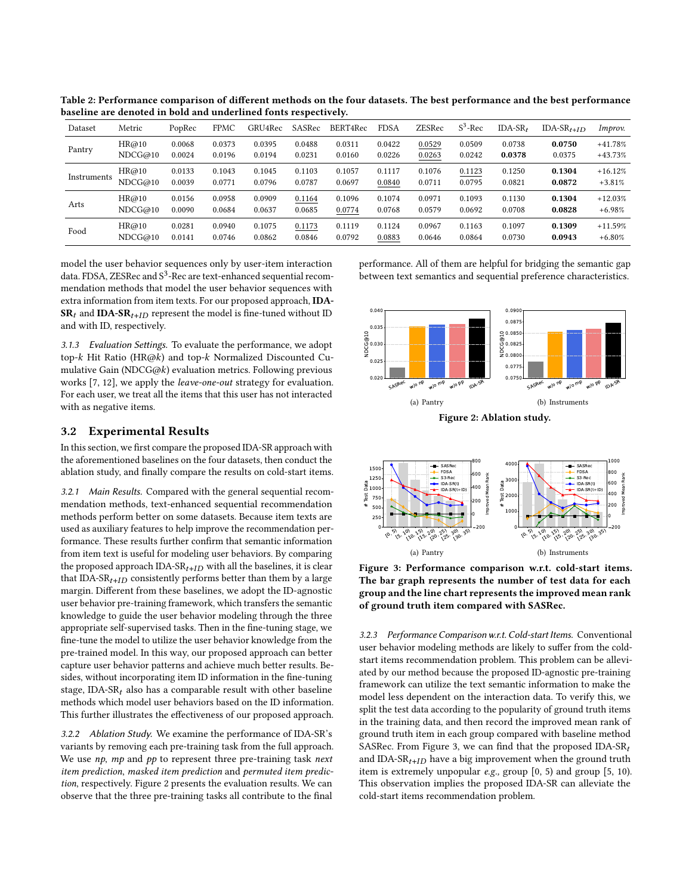Table 2: Performance comparison of different methods on the four datasets. The best performance and the best performance baseline are denoted in bold and underlined fonts respectively.

| Dataset | Metric | PopRec | FPMC | GRU4Rec | SASRec | BERT4Rec | FDSA | ZESRec | $S^3$-Rec | IDA-SR$_t$ | IDA-SR$_{t+ID}$ | *Improv.* |
|---|---|---|---|---|---|---|---|---|---|---|---|---|
| Pantry | HR@10 | 0.0068 | 0.0373 | 0.0395 | 0.0488 | 0.0311 | 0.0422 | <u>0.0529</u> | 0.0509 | 0.0738 | **0.0750** | +41.78% |
| | NDCG@10 | 0.0024 | 0.0196 | 0.0194 | 0.0231 | 0.0160 | 0.0226 | <u>0.0263</u> | 0.0242 | **0.0378** | 0.0375 | +43.73% |
| Instruments | HR@10 | 0.0133 | 0.1043 | 0.1045 | 0.1103 | 0.1057 | 0.1117 | 0.1076 | <u>0.1123</u> | 0.1250 | **0.1304** | +16.12% |
| | NDCG@10 | 0.0039 | 0.0771 | 0.0796 | 0.0787 | 0.0697 | <u>0.0840</u> | 0.0711 | 0.0795 | 0.0821 | **0.0872** | +3.81% |
| Arts | HR@10 | 0.0156 | 0.0958 | 0.0909 | <u>0.1164</u> | 0.1096 | 0.1074 | 0.0971 | 0.1093 | 0.1130 | **0.1304** | +12.03% |
| | NDCG@10 | 0.0090 | 0.0684 | 0.0637 | 0.0685 | <u>0.0774</u> | 0.0768 | 0.0579 | 0.0692 | 0.0708 | **0.0828** | +6.98% |
| Food | HR@10 | 0.0281 | 0.0940 | 0.1075 | <u>0.1173</u> | 0.1119 | 0.1124 | 0.0967 | 0.1163 | 0.1097 | **0.1309** | +11.59% |
| | NDCG@10 | 0.0141 | 0.0746 | 0.0862 | 0.0846 | 0.0792 | <u>0.0883</u> | 0.0646 | 0.0864 | 0.0730 | **0.0943** | +6.80% |

model the user behavior sequences only by user-item interaction data. FDSA, ZESRec and $S^3$-Rec are text-enhanced sequential recommendation methods that model the user behavior sequences with extra information from item texts. For our proposed approach, **IDA-SR$_t$** and **IDA-SR$_{t+ID}$** represent the model is fine-tuned without ID and with ID, respectively.

*3.1.3 Evaluation Settings.* To evaluate the performance, we adopt top-$k$ Hit Ratio (HR@$k$) and top-$k$ Normalized Discounted Cumulative Gain (NDCG@$k$) evaluation metrics. Following previous works [7, 12], we apply the *leave-one-out* strategy for evaluation. For each user, we treat all the items that this user has not interacted with as negative items.

## 3.2 Experimental Results

In this section, we first compare the proposed IDA-SR approach with the aforementioned baselines on the four datasets, then conduct the ablation study, and finally compare the results on cold-start items.

*3.2.1 Main Results.* Compared with the general sequential recommendation methods, text-enhanced sequential recommendation methods perform better on some datasets. Because item texts are used as auxiliary features to help improve the recommendation performance. These results further confirm that semantic information from item text is useful for modeling user behaviors. By comparing the proposed approach IDA-SR$_{t+ID}$ with all the baselines, it is clear that IDA-SR$_{t+ID}$ consistently performs better than them by a large margin. Different from these baselines, we adopt the ID-agnostic user behavior pre-training framework, which transfers the semantic knowledge to guide the user behavior modeling through the three appropriate self-supervised tasks. Then in the fine-tuning stage, we fine-tune the model to utilize the user behavior knowledge from the pre-trained model. In this way, our proposed approach can better capture user behavior patterns and achieve much better results. Besides, without incorporating item ID information in the fine-tuning stage, IDA-SR$_t$ also has a comparable result with other baseline methods which model user behaviors based on the ID information. This further illustrates the effectiveness of our proposed approach.

*3.2.2 Ablation Study.* We examine the performance of IDA-SR's variants by removing each pre-training task from the full approach. We use *np*, *mp* and *pp* to represent three pre-training task *next item prediction*, *masked item prediction* and *permuted item prediction*, respectively. Figure 2 presents the evaluation results. We can observe that the three pre-training tasks all contribute to the final performance. All of them are helpful for bridging the semantic gap between text semantics and sequential preference characteristics.

(a) Pantry (b) Instruments

Figure 2: Ablation study.

(a) Pantry (b) Instruments

**Figure 3: Performance comparison w.r.t. cold-start items. The bar graph represents the number of test data for each group and the line chart represents the improved mean rank of ground truth item compared with SASRec.**

*3.2.3 Performance Comparison w.r.t. Cold-start Items.* Conventional user behavior modeling methods are likely to suffer from the cold-start items recommendation problem. This problem can be alleviated by our method because the proposed ID-agnostic pre-training framework can utilize the text semantic information to make the model less dependent on the interaction data. To verify this, we split the test data according to the popularity of ground truth items in the training data, and then record the improved mean rank of ground truth item in each group compared with baseline method SASRec. From Figure 3, we can find that the proposed IDA-SR$_t$ and IDA-SR$_{t+ID}$ have a big improvement when the ground truth item is extremely unpopular *e.g.,* group [0, 5) and group [5, 10). This observation implies the proposed IDA-SR can alleviate the cold-start items recommendation problem.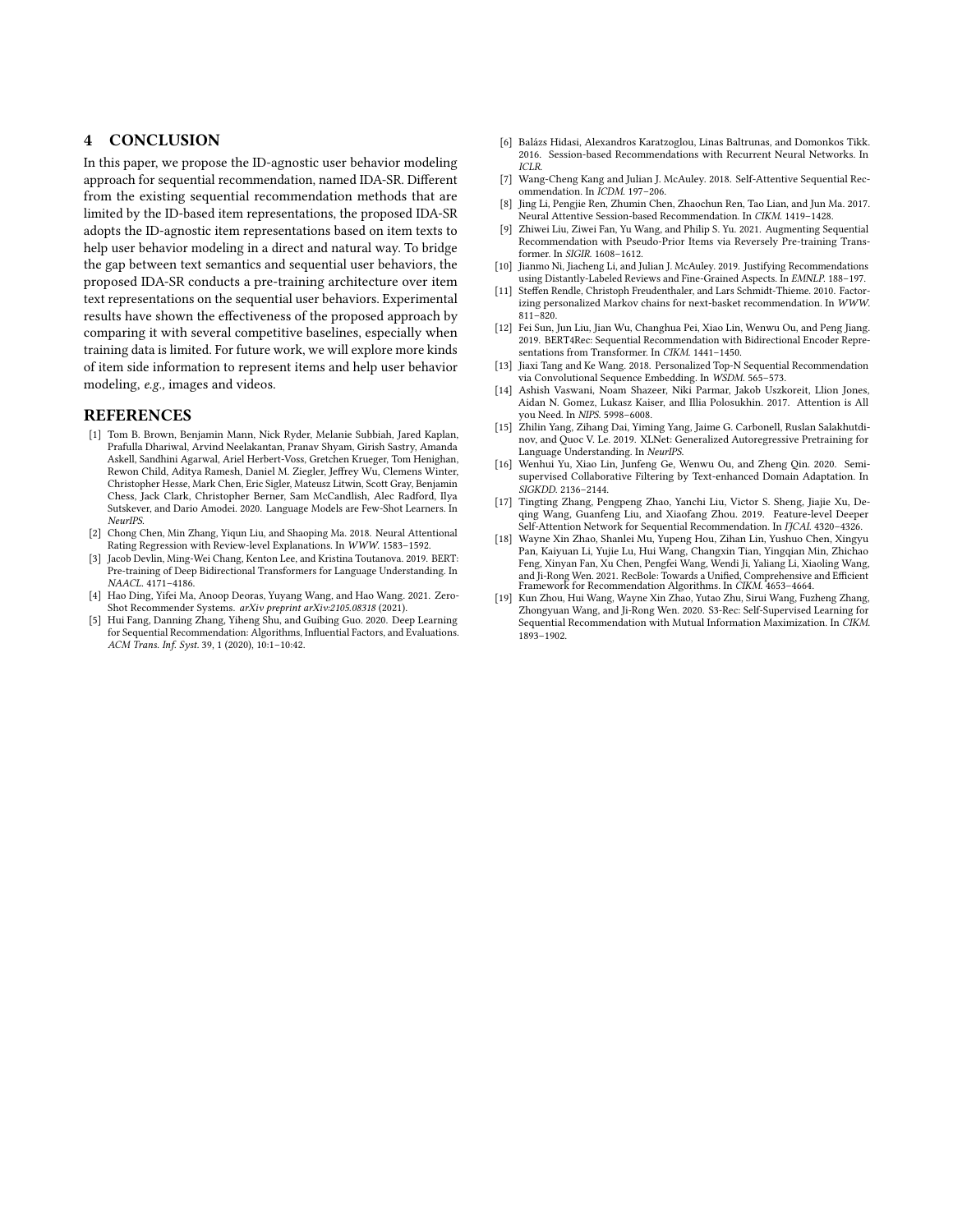## 4 CONCLUSION

In this paper, we propose the ID-agnostic user behavior modeling approach for sequential recommendation, named IDA-SR. Different from the existing sequential recommendation methods that are limited by the ID-based item representations, the proposed IDA-SR adopts the ID-agnostic item representations based on item texts to help user behavior modeling in a direct and natural way. To bridge the gap between text semantics and sequential user behaviors, the proposed IDA-SR conducts a pre-training architecture over item text representations on the sequential user behaviors. Experimental results have shown the effectiveness of the proposed approach by comparing it with several competitive baselines, especially when training data is limited. For future work, we will explore more kinds of item side information to represent items and help user behavior modeling, *e.g.*, images and videos.

## REFERENCES

- [1] Tom B. Brown, Benjamin Mann, Nick Ryder, Melanie Subbiah, Jared Kaplan, Prafulla Dhariwal, Arvind Neelakantan, Pranav Shyam, Girish Sastry, Amanda Askell, Sandhini Agarwal, Ariel Herbert-Voss, Gretchen Krueger, Tom Henighan, Rewon Child, Aditya Ramesh, Daniel M. Ziegler, Jeffrey Wu, Clemens Winter, Christopher Hesse, Mark Chen, Eric Sigler, Mateusz Litwin, Scott Gray, Benjamin Chess, Jack Clark, Christopher Berner, Sam McCandlish, Alec Radford, Ilya Sutskever, and Dario Amodei. 2020. Language Models are Few-Shot Learners. In *NeurIPS*.
- [2] Chong Chen, Min Zhang, Yiqun Liu, and Shaoping Ma. 2018. Neural Attentional Rating Regression with Review-level Explanations. In *WWW*. 1583–1592.
- [3] Jacob Devlin, Ming-Wei Chang, Kenton Lee, and Kristina Toutanova. 2019. BERT: Pre-training of Deep Bidirectional Transformers for Language Understanding. In *NAACL*. 4171–4186.
- [4] Hao Ding, Yifei Ma, Anoop Deoras, Yuyang Wang, and Hao Wang. 2021. Zero-Shot Recommender Systems. *arXiv preprint arXiv:2105.08318* (2021).
- [5] Hui Fang, Danning Zhang, Yiheng Shu, and Guibing Guo. 2020. Deep Learning for Sequential Recommendation: Algorithms, Influential Factors, and Evaluations. *ACM Trans. Inf. Syst.* 39, 1 (2020), 10:1–10:42.
- [6] Balázs Hidasi, Alexandros Karatzoglou, Linas Baltrunas, and Domonkos Tikk. 2016. Session-based Recommendations with Recurrent Neural Networks. In *ICLR*.
- [7] Wang-Cheng Kang and Julian J. McAuley. 2018. Self-Attentive Sequential Recommendation. In *ICDM*. 197–206.
- [8] Jing Li, Pengjie Ren, Zhumin Chen, Zhaochun Ren, Tao Lian, and Jun Ma. 2017. Neural Attentive Session-based Recommendation. In *CIKM*. 1419–1428.
- [9] Zhiwei Liu, Ziwei Fan, Yu Wang, and Philip S. Yu. 2021. Augmenting Sequential Recommendation with Pseudo-Prior Items via Reversely Pre-training Transformer. In *SIGIR*. 1608–1612.
- [10] Jianmo Ni, Jiacheng Li, and Julian J. McAuley. 2019. Justifying Recommendations using Distantly-Labeled Reviews and Fine-Grained Aspects. In *EMNLP*. 188–197.
- [11] Steffen Rendle, Christoph Freudenthaler, and Lars Schmidt-Thieme. 2010. Factorizing personalized Markov chains for next-basket recommendation. In *WWW*. 811–820.
- [12] Fei Sun, Jun Liu, Jian Wu, Changhua Pei, Xiao Lin, Wenwu Ou, and Peng Jiang. 2019. BERT4Rec: Sequential Recommendation with Bidirectional Encoder Representations from Transformer. In *CIKM*. 1441–1450.
- [13] Jiaxi Tang and Ke Wang. 2018. Personalized Top-N Sequential Recommendation via Convolutional Sequence Embedding. In *WSDM*. 565–573.
- [14] Ashish Vaswani, Noam Shazeer, Niki Parmar, Jakob Uszkoreit, Llion Jones, Aidan N. Gomez, Lukasz Kaiser, and Illia Polosukhin. 2017. Attention is All you Need. In *NIPS*. 5998–6008.
- [15] Zhilin Yang, Zihang Dai, Yiming Yang, Jaime G. Carbonell, Ruslan Salakhutdinov, and Quoc V. Le. 2019. XLNet: Generalized Autoregressive Pretraining for Language Understanding. In *NeurIPS*.
- [16] Wenhui Yu, Xiao Lin, Junfeng Ge, Wenwu Ou, and Zheng Qin. 2020. Semi-supervised Collaborative Filtering by Text-enhanced Domain Adaptation. In *SIGKDD*. 2136–2144.
- [17] Tingting Zhang, Pengpeng Zhao, Yanchi Liu, Victor S. Sheng, Jiajie Xu, Deqing Wang, Guanfeng Liu, and Xiaofang Zhou. 2019. Feature-level Deeper Self-Attention Network for Sequential Recommendation. In *IJCAI*. 4320–4326.
- [18] Wayne Xin Zhao, Shanlei Mu, Yupeng Hou, Zihan Lin, Yushuo Chen, Xingyu Pan, Kaiyuan Li, Yujie Lu, Hui Wang, Changxin Tian, Yingqian Min, Zhichao Feng, Xinyan Fan, Xu Chen, Pengfei Wang, Wendi Ji, Yaliang Li, Xiaoling Wang, and Ji-Rong Wen. 2021. RecBole: Towards a Unified, Comprehensive and Efficient Framework for Recommendation Algorithms. In *CIKM*. 4653–4664.
- [19] Kun Zhou, Hui Wang, Wayne Xin Zhao, Yutao Zhu, Sirui Wang, Fuzheng Zhang, Zhongyuan Wang, and Ji-Rong Wen. 2020. S3-Rec: Self-Supervised Learning for Sequential Recommendation with Mutual Information Maximization. In *CIKM*. 1893–1902.